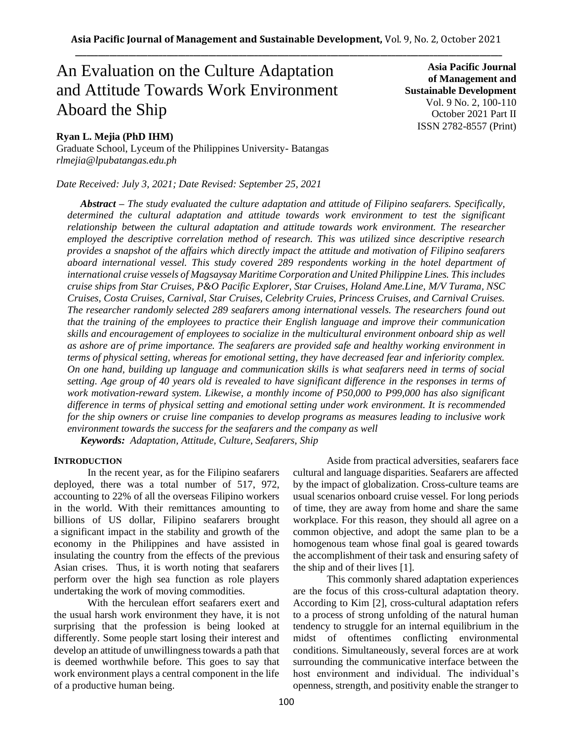# An Evaluation on the Culture Adaptation and Attitude Towards Work Environment Aboard the Ship

**Asia Pacific Journal of Management and Sustainable Development**
Vol. 9 No. 2, 100-110
October 2021 Part II
ISSN 2782-8557 (Print)

**Ryan L. Mejia (PhD IHM)**
Graduate School, Lyceum of the Philippines University- Batangas
*rlmejia@lpubatangas.edu.ph*

*Date Received: July 3, 2021; Date Revised: September 25, 2021*

***Abstract*** *– The study evaluated the culture adaptation and attitude of Filipino seafarers. Specifically, determined the cultural adaptation and attitude towards work environment to test the significant relationship between the cultural adaptation and attitude towards work environment. The researcher employed the descriptive correlation method of research. This was utilized since descriptive research provides a snapshot of the affairs which directly impact the attitude and motivation of Filipino seafarers aboard international vessel. This study covered 289 respondents working in the hotel department of international cruise vessels of Magsaysay Maritime Corporation and United Philippine Lines. This includes cruise ships from Star Cruises, P&O Pacific Explorer, Star Cruises, Holand Ame.Line, M/V Turama, NSC Cruises, Costa Cruises, Carnival, Star Cruises, Celebrity Cruies, Princess Cruises, and Carnival Cruises. The researcher randomly selected 289 seafarers among international vessels. The researchers found out that the training of the employees to practice their English language and improve their communication skills and encouragement of employees to socialize in the multicultural environment onboard ship as well as ashore are of prime importance. The seafarers are provided safe and healthy working environment in terms of physical setting, whereas for emotional setting, they have decreased fear and inferiority complex. On one hand, building up language and communication skills is what seafarers need in terms of social setting. Age group of 40 years old is revealed to have significant difference in the responses in terms of work motivation-reward system. Likewise, a monthly income of P50,000 to P99,000 has also significant difference in terms of physical setting and emotional setting under work environment. It is recommended for the ship owners or cruise line companies to develop programs as measures leading to inclusive work environment towards the success for the seafarers and the company as well*

***Keywords:*** *Adaptation, Attitude, Culture, Seafarers, Ship*

## INTRODUCTION

In the recent year, as for the Filipino seafarers deployed, there was a total number of 517, 972, accounting to 22% of all the overseas Filipino workers in the world. With their remittances amounting to billions of US dollar, Filipino seafarers brought a significant impact in the stability and growth of the economy in the Philippines and have assisted in insulating the country from the effects of the previous Asian crises. Thus, it is worth noting that seafarers perform over the high sea function as role players undertaking the work of moving commodities.

With the herculean effort seafarers exert and the usual harsh work environment they have, it is not surprising that the profession is being looked at differently. Some people start losing their interest and develop an attitude of unwillingness towards a path that is deemed worthwhile before. This goes to say that work environment plays a central component in the life of a productive human being.

Aside from practical adversities, seafarers face cultural and language disparities. Seafarers are affected by the impact of globalization. Cross-culture teams are usual scenarios onboard cruise vessel. For long periods of time, they are away from home and share the same workplace. For this reason, they should all agree on a common objective, and adopt the same plan to be a homogenous team whose final goal is geared towards the accomplishment of their task and ensuring safety of the ship and of their lives [1].

This commonly shared adaptation experiences are the focus of this cross-cultural adaptation theory. According to Kim [2], cross-cultural adaptation refers to a process of strong unfolding of the natural human tendency to struggle for an internal equilibrium in the midst of oftentimes conflicting environmental conditions. Simultaneously, several forces are at work surrounding the communicative interface between the host environment and individual. The individual's openness, strength, and positivity enable the stranger to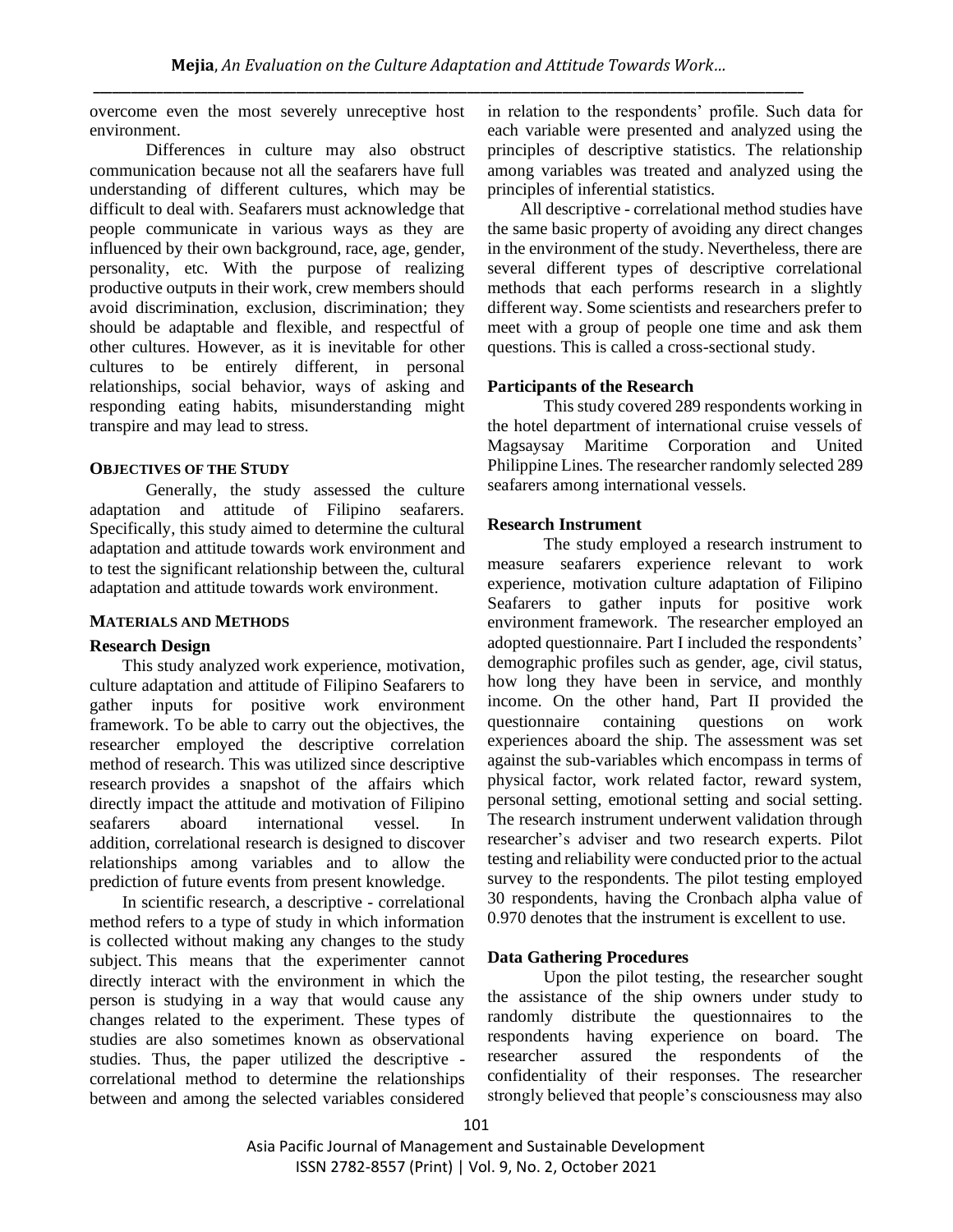overcome even the most severely unreceptive host environment.

Differences in culture may also obstruct communication because not all the seafarers have full understanding of different cultures, which may be difficult to deal with. Seafarers must acknowledge that people communicate in various ways as they are influenced by their own background, race, age, gender, personality, etc. With the purpose of realizing productive outputs in their work, crew members should avoid discrimination, exclusion, discrimination; they should be adaptable and flexible, and respectful of other cultures. However, as it is inevitable for other cultures to be entirely different, in personal relationships, social behavior, ways of asking and responding eating habits, misunderstanding might transpire and may lead to stress.

## OBJECTIVES OF THE STUDY

Generally, the study assessed the culture adaptation and attitude of Filipino seafarers. Specifically, this study aimed to determine the cultural adaptation and attitude towards work environment and to test the significant relationship between the, cultural adaptation and attitude towards work environment.

## MATERIALS AND METHODS

### Research Design

This study analyzed work experience, motivation, culture adaptation and attitude of Filipino Seafarers to gather inputs for positive work environment framework. To be able to carry out the objectives, the researcher employed the descriptive correlation method of research. This was utilized since descriptive research provides a snapshot of the affairs which directly impact the attitude and motivation of Filipino seafarers aboard international vessel. In addition, correlational research is designed to discover relationships among variables and to allow the prediction of future events from present knowledge.

In scientific research, a descriptive - correlational method refers to a type of study in which information is collected without making any changes to the study subject. This means that the experimenter cannot directly interact with the environment in which the person is studying in a way that would cause any changes related to the experiment. These types of studies are also sometimes known as observational studies. Thus, the paper utilized the descriptive - correlational method to determine the relationships between and among the selected variables considered in relation to the respondents' profile. Such data for each variable were presented and analyzed using the principles of descriptive statistics. The relationship among variables was treated and analyzed using the principles of inferential statistics.

All descriptive - correlational method studies have the same basic property of avoiding any direct changes in the environment of the study. Nevertheless, there are several different types of descriptive correlational methods that each performs research in a slightly different way. Some scientists and researchers prefer to meet with a group of people one time and ask them questions. This is called a cross-sectional study.

### Participants of the Research

This study covered 289 respondents working in the hotel department of international cruise vessels of Magsaysay Maritime Corporation and United Philippine Lines. The researcher randomly selected 289 seafarers among international vessels.

### Research Instrument

The study employed a research instrument to measure seafarers experience relevant to work experience, motivation culture adaptation of Filipino Seafarers to gather inputs for positive work environment framework. The researcher employed an adopted questionnaire. Part I included the respondents' demographic profiles such as gender, age, civil status, how long they have been in service, and monthly income. On the other hand, Part II provided the questionnaire containing questions on work experiences aboard the ship. The assessment was set against the sub-variables which encompass in terms of physical factor, work related factor, reward system, personal setting, emotional setting and social setting. The research instrument underwent validation through researcher's adviser and two research experts. Pilot testing and reliability were conducted prior to the actual survey to the respondents. The pilot testing employed 30 respondents, having the Cronbach alpha value of 0.970 denotes that the instrument is excellent to use.

### Data Gathering Procedures

Upon the pilot testing, the researcher sought the assistance of the ship owners under study to randomly distribute the questionnaires to the respondents having experience on board. The researcher assured the respondents of the confidentiality of their responses. The researcher strongly believed that people's consciousness may also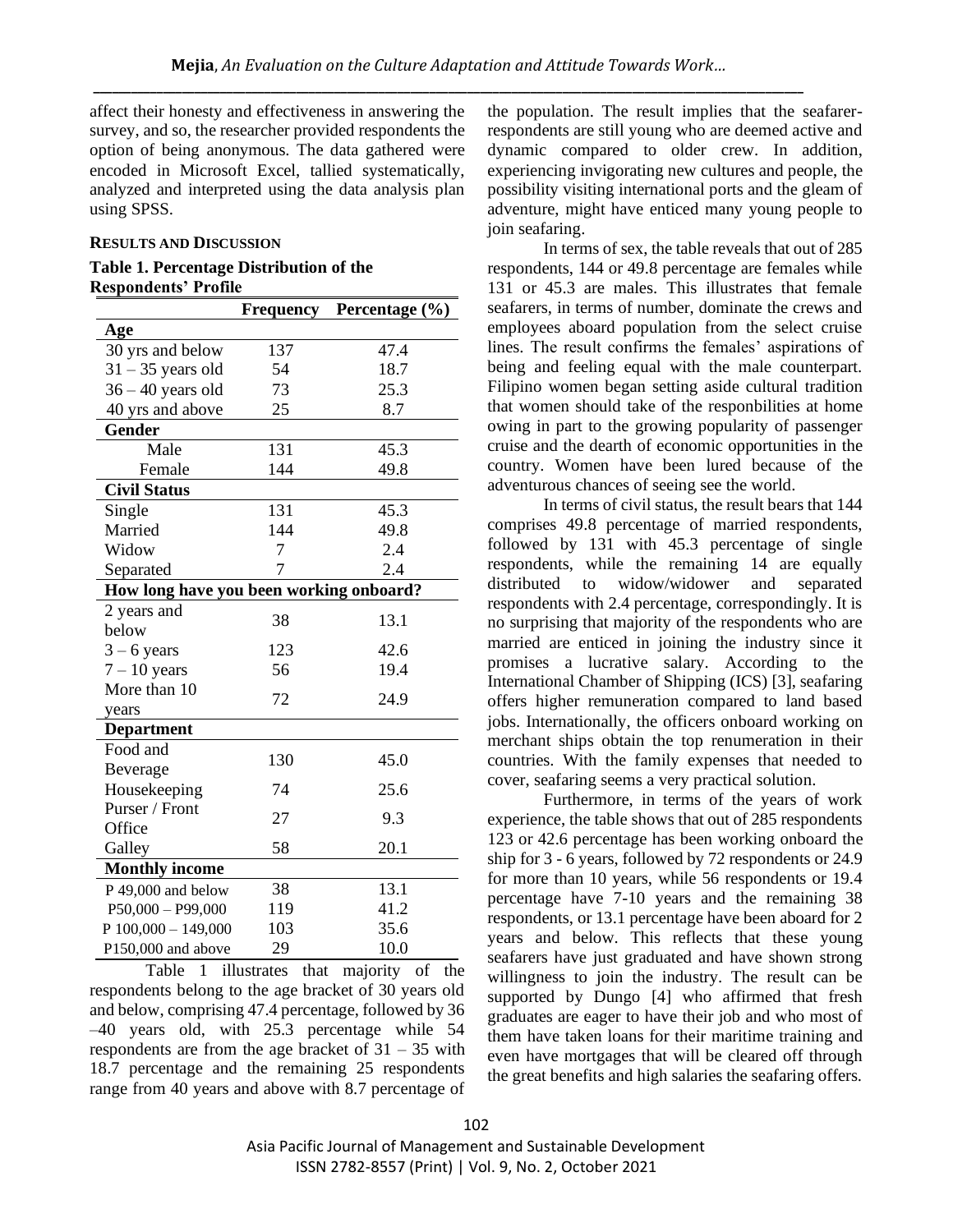affect their honesty and effectiveness in answering the survey, and so, the researcher provided respondents the option of being anonymous. The data gathered were encoded in Microsoft Excel, tallied systematically, analyzed and interpreted using the data analysis plan using SPSS.

## RESULTS AND DISCUSSION

**Table 1. Percentage Distribution of the Respondents' Profile**

| | Frequency | Percentage (%) |
|---|---|---|
| **Age** | | |
| 30 yrs and below | 137 | 47.4 |
| 31 – 35 years old | 54 | 18.7 |
| 36 – 40 years old | 73 | 25.3 |
| 40 yrs and above | 25 | 8.7 |
| **Gender** | | |
| Male | 131 | 45.3 |
| Female | 144 | 49.8 |
| **Civil Status** | | |
| Single | 131 | 45.3 |
| Married | 144 | 49.8 |
| Widow | 7 | 2.4 |
| Separated | 7 | 2.4 |
| **How long have you been working onboard?** | | |
| 2 years and below | 38 | 13.1 |
| 3 – 6 years | 123 | 42.6 |
| 7 – 10 years | 56 | 19.4 |
| More than 10 years | 72 | 24.9 |
| **Department** | | |
| Food and Beverage | 130 | 45.0 |
| Housekeeping | 74 | 25.6 |
| Purser / Front Office | 27 | 9.3 |
| Galley | 58 | 20.1 |
| **Monthly income** | | |
| P 49,000 and below | 38 | 13.1 |
| P50,000 – P99,000 | 119 | 41.2 |
| P 100,000 – 149,000 | 103 | 35.6 |
| P150,000 and above | 29 | 10.0 |

Table 1 illustrates that majority of the respondents belong to the age bracket of 30 years old and below, comprising 47.4 percentage, followed by 36 –40 years old, with 25.3 percentage while 54 respondents are from the age bracket of 31 – 35 with 18.7 percentage and the remaining 25 respondents range from 40 years and above with 8.7 percentage of the population. The result implies that the seafarer-respondents are still young who are deemed active and dynamic compared to older crew. In addition, experiencing invigorating new cultures and people, the possibility visiting international ports and the gleam of adventure, might have enticed many young people to join seafaring.

In terms of sex, the table reveals that out of 285 respondents, 144 or 49.8 percentage are females while 131 or 45.3 are males. This illustrates that female seafarers, in terms of number, dominate the crews and employees aboard population from the select cruise lines. The result confirms the females' aspirations of being and feeling equal with the male counterpart. Filipino women began setting aside cultural tradition that women should take of the responbilities at home owing in part to the growing popularity of passenger cruise and the dearth of economic opportunities in the country. Women have been lured because of the adventurous chances of seeing see the world.

In terms of civil status, the result bears that 144 comprises 49.8 percentage of married respondents, followed by 131 with 45.3 percentage of single respondents, while the remaining 14 are equally distributed to widow/widower and separated respondents with 2.4 percentage, correspondingly. It is no surprising that majority of the respondents who are married are enticed in joining the industry since it promises a lucrative salary. According to the International Chamber of Shipping (ICS) [3], seafaring offers higher remuneration compared to land based jobs. Internationally, the officers onboard working on merchant ships obtain the top renumeration in their countries. With the family expenses that needed to cover, seafaring seems a very practical solution.

Furthermore, in terms of the years of work experience, the table shows that out of 285 respondents 123 or 42.6 percentage has been working onboard the ship for 3 - 6 years, followed by 72 respondents or 24.9 for more than 10 years, while 56 respondents or 19.4 percentage have 7-10 years and the remaining 38 respondents, or 13.1 percentage have been aboard for 2 years and below. This reflects that these young seafarers have just graduated and have shown strong willingness to join the industry. The result can be supported by Dungo [4] who affirmed that fresh graduates are eager to have their job and who most of them have taken loans for their maritime training and even have mortgages that will be cleared off through the great benefits and high salaries the seafaring offers.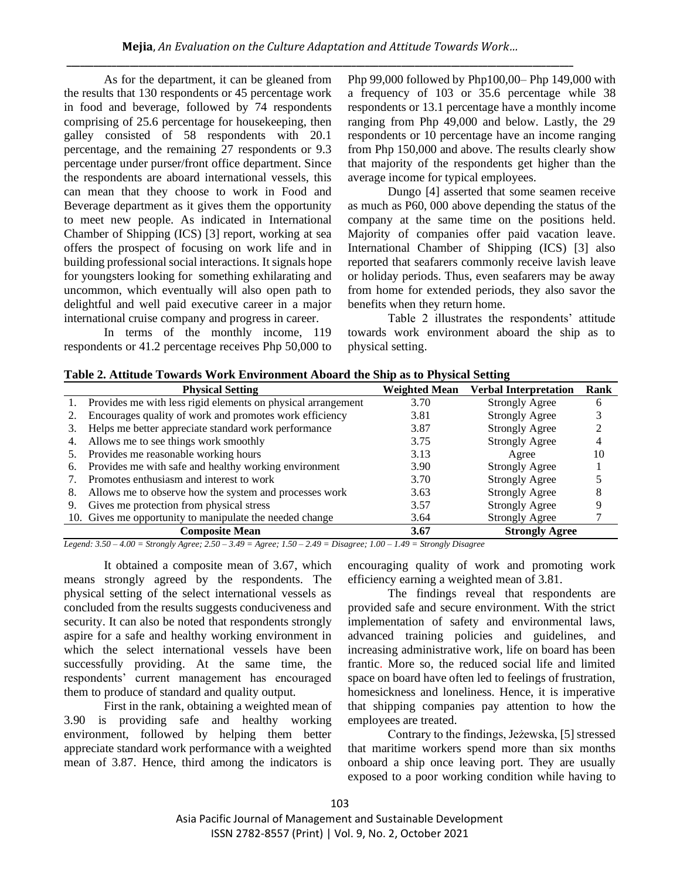As for the department, it can be gleaned from the results that 130 respondents or 45 percentage work in food and beverage, followed by 74 respondents comprising of 25.6 percentage for housekeeping, then galley consisted of 58 respondents with 20.1 percentage, and the remaining 27 respondents or 9.3 percentage under purser/front office department. Since the respondents are aboard international vessels, this can mean that they choose to work in Food and Beverage department as it gives them the opportunity to meet new people. As indicated in International Chamber of Shipping (ICS) [3] report, working at sea offers the prospect of focusing on work life and in building professional social interactions. It signals hope for youngsters looking for something exhilarating and uncommon, which eventually will also open path to delightful and well paid executive career in a major international cruise company and progress in career.

In terms of the monthly income, 119 respondents or 41.2 percentage receives Php 50,000 to Php 99,000 followed by Php100,00– Php 149,000 with a frequency of 103 or 35.6 percentage while 38 respondents or 13.1 percentage have a monthly income ranging from Php 49,000 and below. Lastly, the 29 respondents or 10 percentage have an income ranging from Php 150,000 and above. The results clearly show that majority of the respondents get higher than the average income for typical employees.

Dungo [4] asserted that some seamen receive as much as P60, 000 above depending the status of the company at the same time on the positions held. Majority of companies offer paid vacation leave. International Chamber of Shipping (ICS) [3] also reported that seafarers commonly receive lavish leave or holiday periods. Thus, even seafarers may be away from home for extended periods, they also savor the benefits when they return home.

Table 2 illustrates the respondents' attitude towards work environment aboard the ship as to physical setting.

**Table 2. Attitude Towards Work Environment Aboard the Ship as to Physical Setting**

| Physical Setting | Weighted Mean | Verbal Interpretation | Rank |
|---|---|---|---|
| 1. Provides me with less rigid elements on physical arrangement | 3.70 | Strongly Agree | 6 |
| 2. Encourages quality of work and promotes work efficiency | 3.81 | Strongly Agree | 3 |
| 3. Helps me better appreciate standard work performance | 3.87 | Strongly Agree | 2 |
| 4. Allows me to see things work smoothly | 3.75 | Strongly Agree | 4 |
| 5. Provides me reasonable working hours | 3.13 | Agree | 10 |
| 6. Provides me with safe and healthy working environment | 3.90 | Strongly Agree | 1 |
| 7. Promotes enthusiasm and interest to work | 3.70 | Strongly Agree | 5 |
| 8. Allows me to observe how the system and processes work | 3.63 | Strongly Agree | 8 |
| 9. Gives me protection from physical stress | 3.57 | Strongly Agree | 9 |
| 10. Gives me opportunity to manipulate the needed change | 3.64 | Strongly Agree | 7 |
| **Composite Mean** | **3.67** | **Strongly Agree** | |

*Legend: 3.50 – 4.00 = Strongly Agree; 2.50 – 3.49 = Agree; 1.50 – 2.49 = Disagree; 1.00 – 1.49 = Strongly Disagree*

It obtained a composite mean of 3.67, which means strongly agreed by the respondents. The physical setting of the select international vessels as concluded from the results suggests conduciveness and security. It can also be noted that respondents strongly aspire for a safe and healthy working environment in which the select international vessels have been successfully providing. At the same time, the respondents' current management has encouraged them to produce of standard and quality output.

First in the rank, obtaining a weighted mean of 3.90 is providing safe and healthy working environment, followed by helping them better appreciate standard work performance with a weighted mean of 3.87. Hence, third among the indicators is encouraging quality of work and promoting work efficiency earning a weighted mean of 3.81.

The findings reveal that respondents are provided safe and secure environment. With the strict implementation of safety and environmental laws, advanced training policies and guidelines, and increasing administrative work, life on board has been frantic. More so, the reduced social life and limited space on board have often led to feelings of frustration, homesickness and loneliness. Hence, it is imperative that shipping companies pay attention to how the employees are treated.

Contrary to the findings, Jeżewska, [5] stressed that maritime workers spend more than six months onboard a ship once leaving port. They are usually exposed to a poor working condition while having to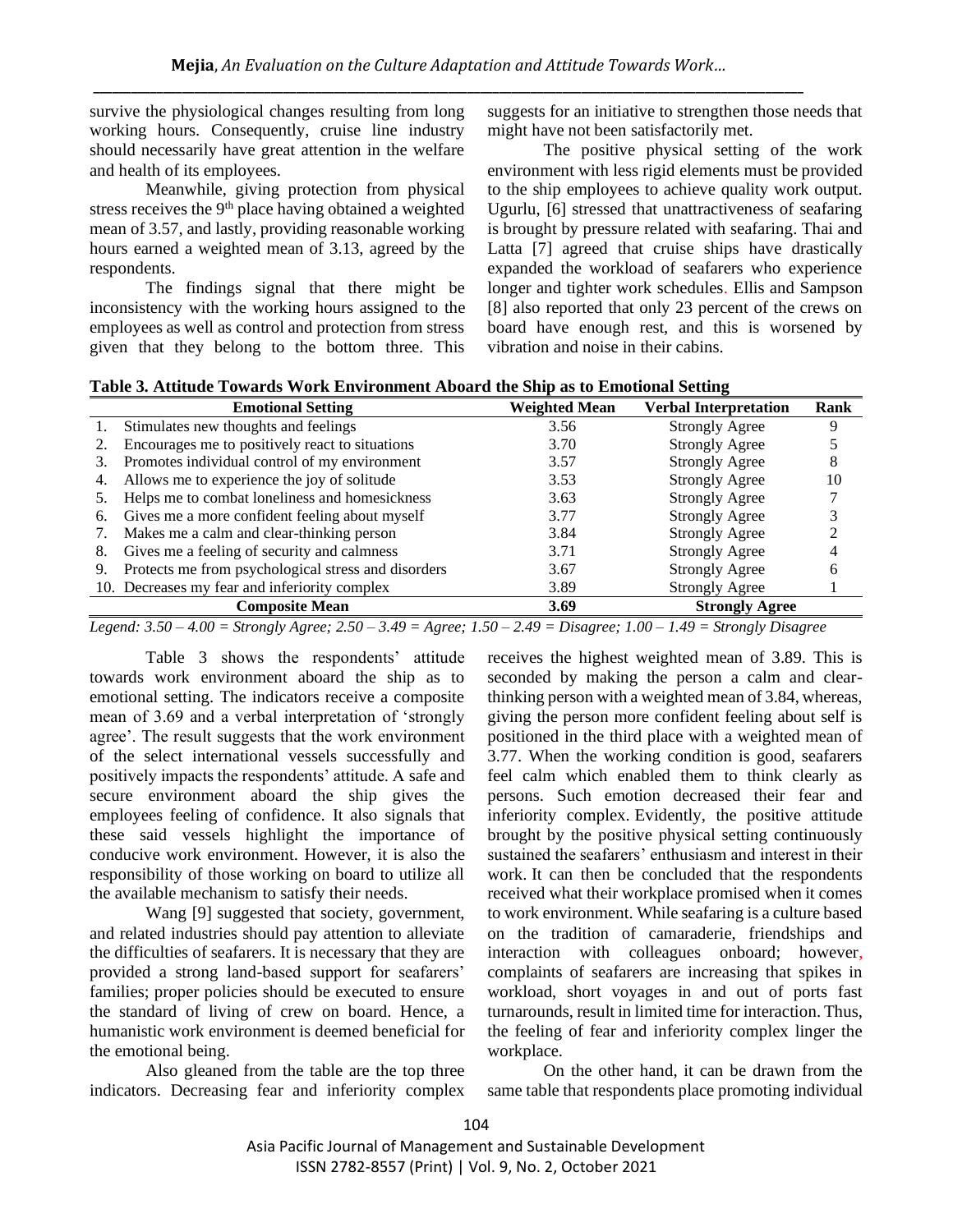survive the physiological changes resulting from long working hours. Consequently, cruise line industry should necessarily have great attention in the welfare and health of its employees.

Meanwhile, giving protection from physical stress receives the 9th place having obtained a weighted mean of 3.57, and lastly, providing reasonable working hours earned a weighted mean of 3.13, agreed by the respondents.

The findings signal that there might be inconsistency with the working hours assigned to the employees as well as control and protection from stress given that they belong to the bottom three. This suggests for an initiative to strengthen those needs that might have not been satisfactorily met.

The positive physical setting of the work environment with less rigid elements must be provided to the ship employees to achieve quality work output. Ugurlu, [6] stressed that unattractiveness of seafaring is brought by pressure related with seafaring. Thai and Latta [7] agreed that cruise ships have drastically expanded the workload of seafarers who experience longer and tighter work schedules. Ellis and Sampson [8] also reported that only 23 percent of the crews on board have enough rest, and this is worsened by vibration and noise in their cabins.

**Table 3. Attitude Towards Work Environment Aboard the Ship as to Emotional Setting**

| Emotional Setting | Weighted Mean | Verbal Interpretation | Rank |
|---|---|---|---|
| 1. Stimulates new thoughts and feelings | 3.56 | Strongly Agree | 9 |
| 2. Encourages me to positively react to situations | 3.70 | Strongly Agree | 5 |
| 3. Promotes individual control of my environment | 3.57 | Strongly Agree | 8 |
| 4. Allows me to experience the joy of solitude | 3.53 | Strongly Agree | 10 |
| 5. Helps me to combat loneliness and homesickness | 3.63 | Strongly Agree | 7 |
| 6. Gives me a more confident feeling about myself | 3.77 | Strongly Agree | 3 |
| 7. Makes me a calm and clear-thinking person | 3.84 | Strongly Agree | 2 |
| 8. Gives me a feeling of security and calmness | 3.71 | Strongly Agree | 4 |
| 9. Protects me from psychological stress and disorders | 3.67 | Strongly Agree | 6 |
| 10. Decreases my fear and inferiority complex | 3.89 | Strongly Agree | 1 |
| **Composite Mean** | **3.69** | **Strongly Agree** | |

*Legend: 3.50 – 4.00 = Strongly Agree; 2.50 – 3.49 = Agree; 1.50 – 2.49 = Disagree; 1.00 – 1.49 = Strongly Disagree*

Table 3 shows the respondents' attitude towards work environment aboard the ship as to emotional setting. The indicators receive a composite mean of 3.69 and a verbal interpretation of 'strongly agree'. The result suggests that the work environment of the select international vessels successfully and positively impacts the respondents' attitude. A safe and secure environment aboard the ship gives the employees feeling of confidence. It also signals that these said vessels highlight the importance of conducive work environment. However, it is also the responsibility of those working on board to utilize all the available mechanism to satisfy their needs.

Wang [9] suggested that society, government, and related industries should pay attention to alleviate the difficulties of seafarers. It is necessary that they are provided a strong land-based support for seafarers' families; proper policies should be executed to ensure the standard of living of crew on board. Hence, a humanistic work environment is deemed beneficial for the emotional being.

Also gleaned from the table are the top three indicators. Decreasing fear and inferiority complex receives the highest weighted mean of 3.89. This is seconded by making the person a calm and clear-thinking person with a weighted mean of 3.84, whereas, giving the person more confident feeling about self is positioned in the third place with a weighted mean of 3.77. When the working condition is good, seafarers feel calm which enabled them to think clearly as persons. Such emotion decreased their fear and inferiority complex. Evidently, the positive attitude brought by the positive physical setting continuously sustained the seafarers' enthusiasm and interest in their work. It can then be concluded that the respondents received what their workplace promised when it comes to work environment. While seafaring is a culture based on the tradition of camaraderie, friendships and interaction with colleagues onboard; however, complaints of seafarers are increasing that spikes in workload, short voyages in and out of ports fast turnarounds, result in limited time for interaction. Thus, the feeling of fear and inferiority complex linger the workplace.

On the other hand, it can be drawn from the same table that respondents place promoting individual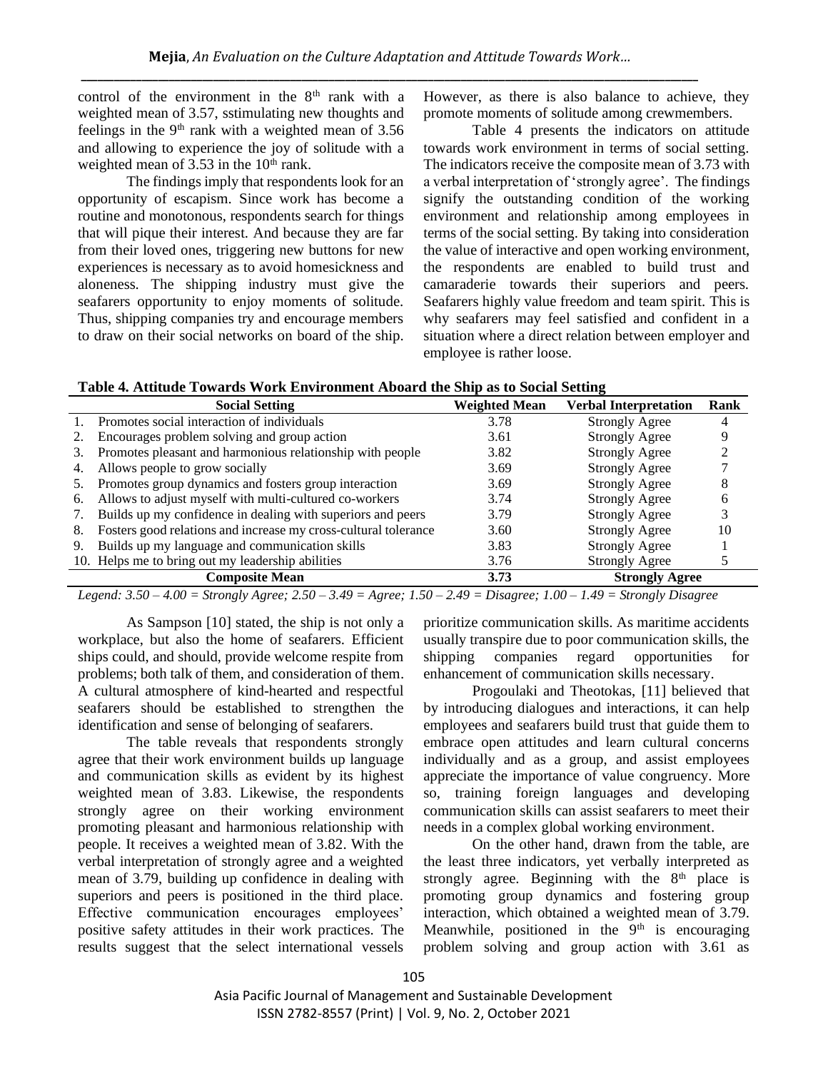control of the environment in the 8th rank with a weighted mean of 3.57, sstimulating new thoughts and feelings in the 9th rank with a weighted mean of 3.56 and allowing to experience the joy of solitude with a weighted mean of 3.53 in the 10th rank.

The findings imply that respondents look for an opportunity of escapism. Since work has become a routine and monotonous, respondents search for things that will pique their interest. And because they are far from their loved ones, triggering new buttons for new experiences is necessary as to avoid homesickness and aloneness. The shipping industry must give the seafarers opportunity to enjoy moments of solitude. Thus, shipping companies try and encourage members to draw on their social networks on board of the ship. However, as there is also balance to achieve, they promote moments of solitude among crewmembers.

Table 4 presents the indicators on attitude towards work environment in terms of social setting. The indicators receive the composite mean of 3.73 with a verbal interpretation of 'strongly agree'. The findings signify the outstanding condition of the working environment and relationship among employees in terms of the social setting. By taking into consideration the value of interactive and open working environment, the respondents are enabled to build trust and camaraderie towards their superiors and peers. Seafarers highly value freedom and team spirit. This is why seafarers may feel satisfied and confident in a situation where a direct relation between employer and employee is rather loose.

**Table 4. Attitude Towards Work Environment Aboard the Ship as to Social Setting**

| Social Setting | Weighted Mean | Verbal Interpretation | Rank |
|---|---|---|---|
| 1. Promotes social interaction of individuals | 3.78 | Strongly Agree | 4 |
| 2. Encourages problem solving and group action | 3.61 | Strongly Agree | 9 |
| 3. Promotes pleasant and harmonious relationship with people | 3.82 | Strongly Agree | 2 |
| 4. Allows people to grow socially | 3.69 | Strongly Agree | 7 |
| 5. Promotes group dynamics and fosters group interaction | 3.69 | Strongly Agree | 8 |
| 6. Allows to adjust myself with multi-cultured co-workers | 3.74 | Strongly Agree | 6 |
| 7. Builds up my confidence in dealing with superiors and peers | 3.79 | Strongly Agree | 3 |
| 8. Fosters good relations and increase my cross-cultural tolerance | 3.60 | Strongly Agree | 10 |
| 9. Builds up my language and communication skills | 3.83 | Strongly Agree | 1 |
| 10. Helps me to bring out my leadership abilities | 3.76 | Strongly Agree | 5 |
| **Composite Mean** | **3.73** | **Strongly Agree** | |

*Legend: 3.50 – 4.00 = Strongly Agree; 2.50 – 3.49 = Agree; 1.50 – 2.49 = Disagree; 1.00 – 1.49 = Strongly Disagree*

As Sampson [10] stated, the ship is not only a workplace, but also the home of seafarers. Efficient ships could, and should, provide welcome respite from problems; both talk of them, and consideration of them. A cultural atmosphere of kind-hearted and respectful seafarers should be established to strengthen the identification and sense of belonging of seafarers.

The table reveals that respondents strongly agree that their work environment builds up language and communication skills as evident by its highest weighted mean of 3.83. Likewise, the respondents strongly agree on their working environment promoting pleasant and harmonious relationship with people. It receives a weighted mean of 3.82. With the verbal interpretation of strongly agree and a weighted mean of 3.79, building up confidence in dealing with superiors and peers is positioned in the third place. Effective communication encourages employees' positive safety attitudes in their work practices. The results suggest that the select international vessels prioritize communication skills. As maritime accidents usually transpire due to poor communication skills, the shipping companies regard opportunities for enhancement of communication skills necessary.

Progoulaki and Theotokas, [11] believed that by introducing dialogues and interactions, it can help employees and seafarers build trust that guide them to embrace open attitudes and learn cultural concerns individually and as a group, and assist employees appreciate the importance of value congruency. More so, training foreign languages and developing communication skills can assist seafarers to meet their needs in a complex global working environment.

On the other hand, drawn from the table, are the least three indicators, yet verbally interpreted as strongly agree. Beginning with the 8th place is promoting group dynamics and fostering group interaction, which obtained a weighted mean of 3.79. Meanwhile, positioned in the 9th is encouraging problem solving and group action with 3.61 as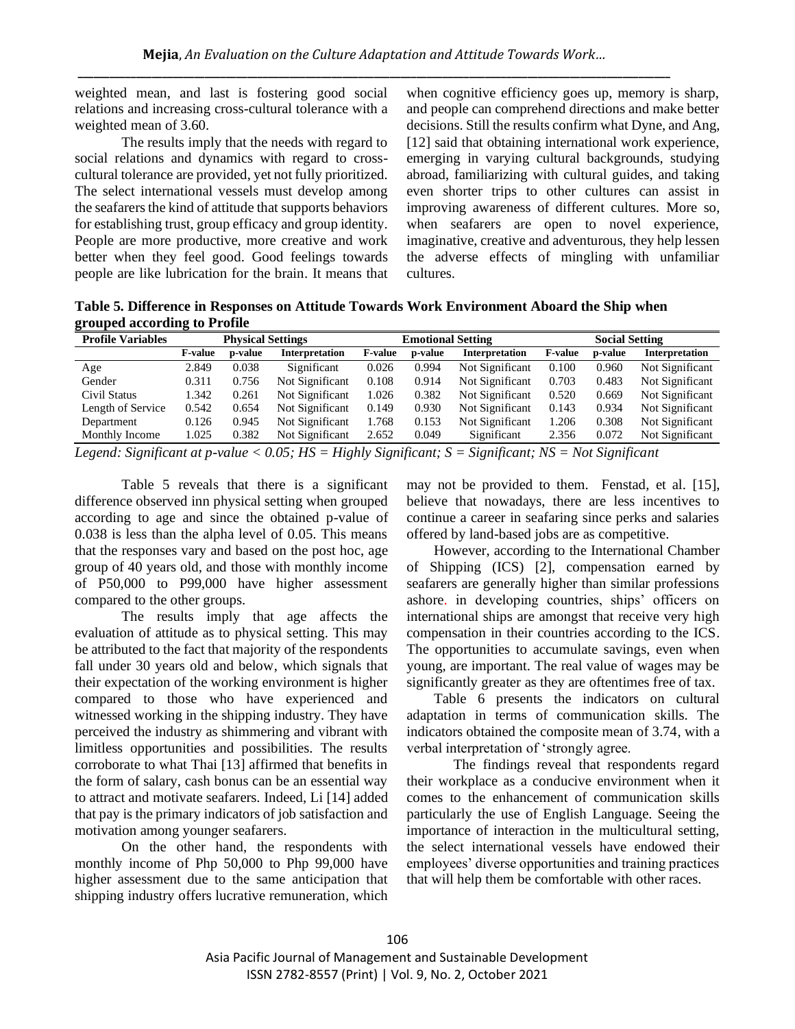weighted mean, and last is fostering good social relations and increasing cross-cultural tolerance with a weighted mean of 3.60.

The results imply that the needs with regard to social relations and dynamics with regard to cross-cultural tolerance are provided, yet not fully prioritized. The select international vessels must develop among the seafarers the kind of attitude that supports behaviors for establishing trust, group efficacy and group identity. People are more productive, more creative and work better when they feel good. Good feelings towards people are like lubrication for the brain. It means that when cognitive efficiency goes up, memory is sharp, and people can comprehend directions and make better decisions. Still the results confirm what Dyne, and Ang, [12] said that obtaining international work experience, emerging in varying cultural backgrounds, studying abroad, familiarizing with cultural guides, and taking even shorter trips to other cultures can assist in improving awareness of different cultures. More so, when seafarers are open to novel experience, imaginative, creative and adventurous, they help lessen the adverse effects of mingling with unfamiliar cultures.

**Table 5. Difference in Responses on Attitude Towards Work Environment Aboard the Ship when grouped according to Profile**

| Profile Variables | Physical Settings | | | Emotional Setting | | | Social Setting | | |
|---|---|---|---|---|---|---|---|---|---|
| | F-value | p-value | Interpretation | F-value | p-value | Interpretation | F-value | p-value | Interpretation |
| Age | 2.849 | 0.038 | Significant | 0.026 | 0.994 | Not Significant | 0.100 | 0.960 | Not Significant |
| Gender | 0.311 | 0.756 | Not Significant | 0.108 | 0.914 | Not Significant | 0.703 | 0.483 | Not Significant |
| Civil Status | 1.342 | 0.261 | Not Significant | 1.026 | 0.382 | Not Significant | 0.520 | 0.669 | Not Significant |
| Length of Service | 0.542 | 0.654 | Not Significant | 0.149 | 0.930 | Not Significant | 0.143 | 0.934 | Not Significant |
| Department | 0.126 | 0.945 | Not Significant | 1.768 | 0.153 | Not Significant | 1.206 | 0.308 | Not Significant |
| Monthly Income | 1.025 | 0.382 | Not Significant | 2.652 | 0.049 | Significant | 2.356 | 0.072 | Not Significant |

*Legend: Significant at p-value < 0.05; HS = Highly Significant; S = Significant; NS = Not Significant*

Table 5 reveals that there is a significant difference observed inn physical setting when grouped according to age and since the obtained p-value of 0.038 is less than the alpha level of 0.05. This means that the responses vary and based on the post hoc, age group of 40 years old, and those with monthly income of P50,000 to P99,000 have higher assessment compared to the other groups.

The results imply that age affects the evaluation of attitude as to physical setting. This may be attributed to the fact that majority of the respondents fall under 30 years old and below, which signals that their expectation of the working environment is higher compared to those who have experienced and witnessed working in the shipping industry. They have perceived the industry as shimmering and vibrant with limitless opportunities and possibilities. The results corroborate to what Thai [13] affirmed that benefits in the form of salary, cash bonus can be an essential way to attract and motivate seafarers. Indeed, Li [14] added that pay is the primary indicators of job satisfaction and motivation among younger seafarers.

On the other hand, the respondents with monthly income of Php 50,000 to Php 99,000 have higher assessment due to the same anticipation that shipping industry offers lucrative remuneration, which may not be provided to them. Fenstad, et al. [15], believe that nowadays, there are less incentives to continue a career in seafaring since perks and salaries offered by land-based jobs are as competitive.

However, according to the International Chamber of Shipping (ICS) [2], compensation earned by seafarers are generally higher than similar professions ashore. in developing countries, ships' officers on international ships are amongst that receive very high compensation in their countries according to the ICS. The opportunities to accumulate savings, even when young, are important. The real value of wages may be significantly greater as they are oftentimes free of tax.

Table 6 presents the indicators on cultural adaptation in terms of communication skills. The indicators obtained the composite mean of 3.74, with a verbal interpretation of 'strongly agree.

The findings reveal that respondents regard their workplace as a conducive environment when it comes to the enhancement of communication skills particularly the use of English Language. Seeing the importance of interaction in the multicultural setting, the select international vessels have endowed their employees' diverse opportunities and training practices that will help them be comfortable with other races.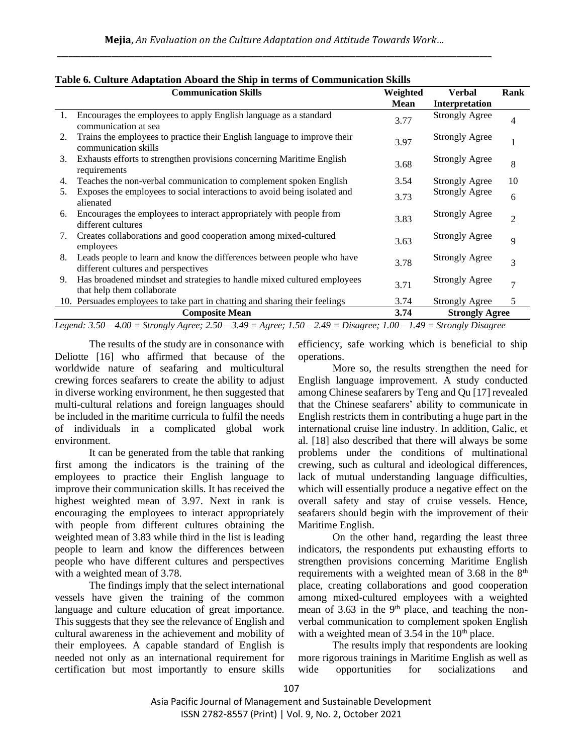**Table 6. Culture Adaptation Aboard the Ship in terms of Communication Skills**

| Communication Skills | Weighted Mean | Verbal Interpretation | Rank |
|---|---|---|---|
| 1. Encourages the employees to apply English language as a standard communication at sea | 3.77 | Strongly Agree | 4 |
| 2. Trains the employees to practice their English language to improve their communication skills | 3.97 | Strongly Agree | 1 |
| 3. Exhausts efforts to strengthen provisions concerning Maritime English requirements | 3.68 | Strongly Agree | 8 |
| 4. Teaches the non-verbal communication to complement spoken English | 3.54 | Strongly Agree | 10 |
| 5. Exposes the employees to social interactions to avoid being isolated and alienated | 3.73 | Strongly Agree | 6 |
| 6. Encourages the employees to interact appropriately with people from different cultures | 3.83 | Strongly Agree | 2 |
| 7. Creates collaborations and good cooperation among mixed-cultured employees | 3.63 | Strongly Agree | 9 |
| 8. Leads people to learn and know the differences between people who have different cultures and perspectives | 3.78 | Strongly Agree | 3 |
| 9. Has broadened mindset and strategies to handle mixed cultured employees that help them collaborate | 3.71 | Strongly Agree | 7 |
| 10. Persuades employees to take part in chatting and sharing their feelings | 3.74 | Strongly Agree | 5 |
| **Composite Mean** | **3.74** | **Strongly Agree** | |

*Legend: 3.50 – 4.00 = Strongly Agree; 2.50 – 3.49 = Agree; 1.50 – 2.49 = Disagree; 1.00 – 1.49 = Strongly Disagree*

The results of the study are in consonance with Deliotte [16] who affirmed that because of the worldwide nature of seafaring and multicultural crewing forces seafarers to create the ability to adjust in diverse working environment, he then suggested that multi-cultural relations and foreign languages should be included in the maritime curricula to fulfil the needs of individuals in a complicated global work environment.

It can be generated from the table that ranking first among the indicators is the training of the employees to practice their English language to improve their communication skills. It has received the highest weighted mean of 3.97. Next in rank is encouraging the employees to interact appropriately with people from different cultures obtaining the weighted mean of 3.83 while third in the list is leading people to learn and know the differences between people who have different cultures and perspectives with a weighted mean of 3.78.

The findings imply that the select international vessels have given the training of the common language and culture education of great importance. This suggests that they see the relevance of English and cultural awareness in the achievement and mobility of their employees. A capable standard of English is needed not only as an international requirement for certification but most importantly to ensure skills efficiency, safe working which is beneficial to ship operations.

More so, the results strengthen the need for English language improvement. A study conducted among Chinese seafarers by Teng and Qu [17] revealed that the Chinese seafarers' ability to communicate in English restricts them in contributing a huge part in the international cruise line industry. In addition, Galic, et al. [18] also described that there will always be some problems under the conditions of multinational crewing, such as cultural and ideological differences, lack of mutual understanding language difficulties, which will essentially produce a negative effect on the overall safety and stay of cruise vessels. Hence, seafarers should begin with the improvement of their Maritime English.

On the other hand, regarding the least three indicators, the respondents put exhausting efforts to strengthen provisions concerning Maritime English requirements with a weighted mean of 3.68 in the 8th place, creating collaborations and good cooperation among mixed-cultured employees with a weighted mean of 3.63 in the 9th place, and teaching the non-verbal communication to complement spoken English with a weighted mean of 3.54 in the 10th place.

The results imply that respondents are looking more rigorous trainings in Maritime English as well as wide opportunities for socializations and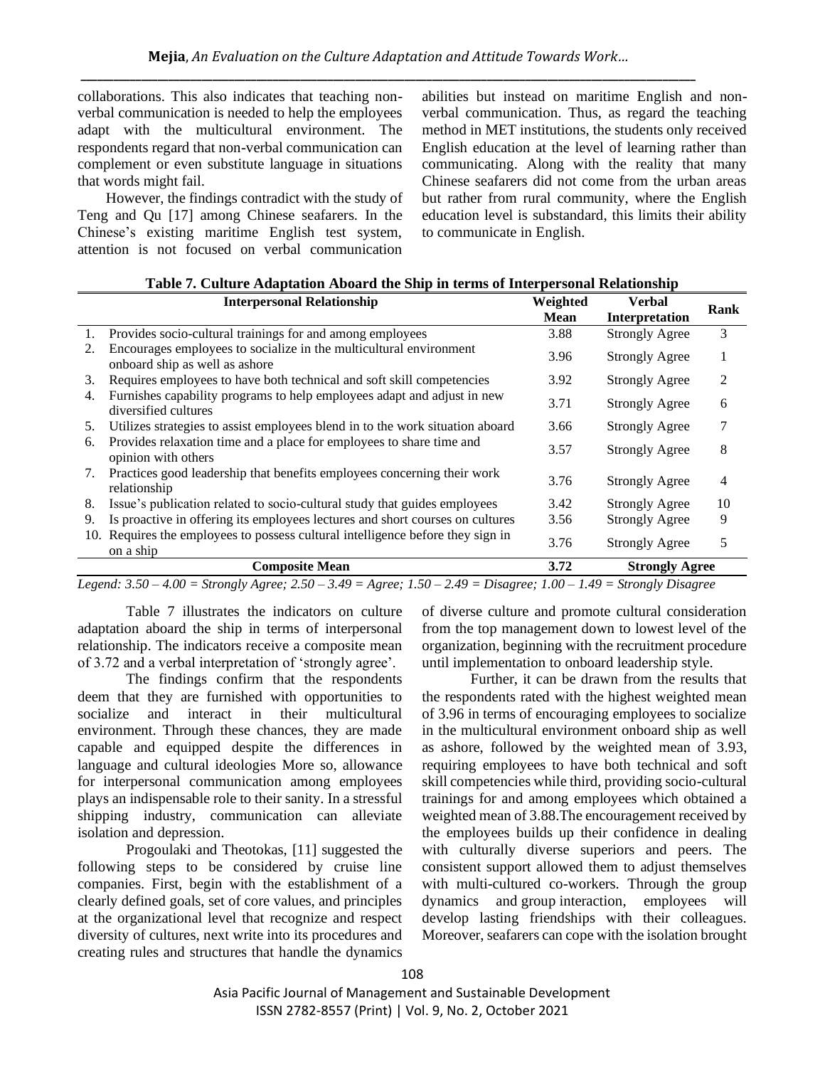collaborations. This also indicates that teaching non-verbal communication is needed to help the employees adapt with the multicultural environment. The respondents regard that non-verbal communication can complement or even substitute language in situations that words might fail.

However, the findings contradict with the study of Teng and Qu [17] among Chinese seafarers. In the Chinese's existing maritime English test system, attention is not focused on verbal communication abilities but instead on maritime English and non-verbal communication. Thus, as regard the teaching method in MET institutions, the students only received English education at the level of learning rather than communicating. Along with the reality that many Chinese seafarers did not come from the urban areas but rather from rural community, where the English education level is substandard, this limits their ability to communicate in English.

**Table 7. Culture Adaptation Aboard the Ship in terms of Interpersonal Relationship**

| Interpersonal Relationship | Weighted Mean | Verbal Interpretation | Rank |
|---|---|---|---|
| 1. Provides socio-cultural trainings for and among employees | 3.88 | Strongly Agree | 3 |
| 2. Encourages employees to socialize in the multicultural environment onboard ship as well as ashore | 3.96 | Strongly Agree | 1 |
| 3. Requires employees to have both technical and soft skill competencies | 3.92 | Strongly Agree | 2 |
| 4. Furnishes capability programs to help employees adapt and adjust in new diversified cultures | 3.71 | Strongly Agree | 6 |
| 5. Utilizes strategies to assist employees blend in to the work situation aboard | 3.66 | Strongly Agree | 7 |
| 6. Provides relaxation time and a place for employees to share time and opinion with others | 3.57 | Strongly Agree | 8 |
| 7. Practices good leadership that benefits employees concerning their work relationship | 3.76 | Strongly Agree | 4 |
| 8. Issue's publication related to socio-cultural study that guides employees | 3.42 | Strongly Agree | 10 |
| 9. Is proactive in offering its employees lectures and short courses on cultures | 3.56 | Strongly Agree | 9 |
| 10. Requires the employees to possess cultural intelligence before they sign in on a ship | 3.76 | Strongly Agree | 5 |
| **Composite Mean** | **3.72** | **Strongly Agree** | |

*Legend: 3.50 – 4.00 = Strongly Agree; 2.50 – 3.49 = Agree; 1.50 – 2.49 = Disagree; 1.00 – 1.49 = Strongly Disagree*

Table 7 illustrates the indicators on culture adaptation aboard the ship in terms of interpersonal relationship. The indicators receive a composite mean of 3.72 and a verbal interpretation of 'strongly agree'.

The findings confirm that the respondents deem that they are furnished with opportunities to socialize and interact in their multicultural environment. Through these chances, they are made capable and equipped despite the differences in language and cultural ideologies More so, allowance for interpersonal communication among employees plays an indispensable role to their sanity. In a stressful shipping industry, communication can alleviate isolation and depression.

Progoulaki and Theotokas, [11] suggested the following steps to be considered by cruise line companies. First, begin with the establishment of a clearly defined goals, set of core values, and principles at the organizational level that recognize and respect diversity of cultures, next write into its procedures and creating rules and structures that handle the dynamics of diverse culture and promote cultural consideration from the top management down to lowest level of the organization, beginning with the recruitment procedure until implementation to onboard leadership style.

Further, it can be drawn from the results that the respondents rated with the highest weighted mean of 3.96 in terms of encouraging employees to socialize in the multicultural environment onboard ship as well as ashore, followed by the weighted mean of 3.93, requiring employees to have both technical and soft skill competencies while third, providing socio-cultural trainings for and among employees which obtained a weighted mean of 3.88.The encouragement received by the employees builds up their confidence in dealing with culturally diverse superiors and peers. The consistent support allowed them to adjust themselves with multi-cultured co-workers. Through the group dynamics and group interaction, employees will develop lasting friendships with their colleagues. Moreover, seafarers can cope with the isolation brought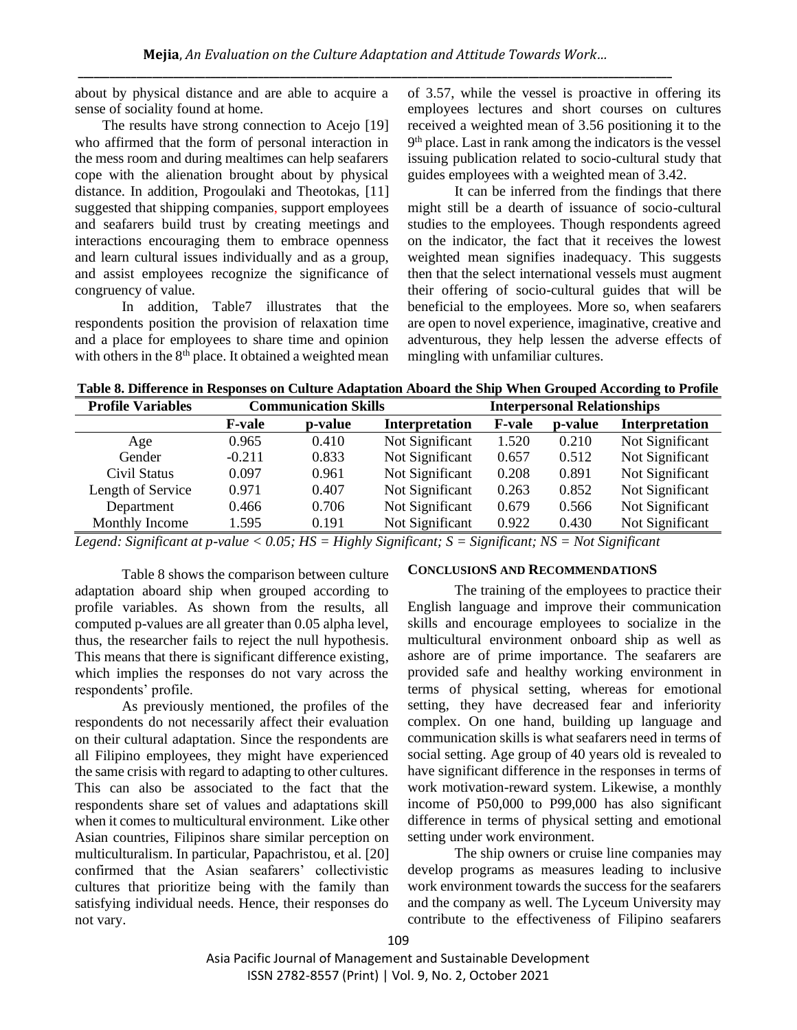about by physical distance and are able to acquire a sense of sociality found at home.

The results have strong connection to Acejo [19] who affirmed that the form of personal interaction in the mess room and during mealtimes can help seafarers cope with the alienation brought about by physical distance. In addition, Progoulaki and Theotokas, [11] suggested that shipping companies, support employees and seafarers build trust by creating meetings and interactions encouraging them to embrace openness and learn cultural issues individually and as a group, and assist employees recognize the significance of congruency of value.

In addition, Table7 illustrates that the respondents position the provision of relaxation time and a place for employees to share time and opinion with others in the 8th place. It obtained a weighted mean of 3.57, while the vessel is proactive in offering its employees lectures and short courses on cultures received a weighted mean of 3.56 positioning it to the 9th place. Last in rank among the indicators is the vessel issuing publication related to socio-cultural study that guides employees with a weighted mean of 3.42.

It can be inferred from the findings that there might still be a dearth of issuance of socio-cultural studies to the employees. Though respondents agreed on the indicator, the fact that it receives the lowest weighted mean signifies inadequacy. This suggests then that the select international vessels must augment their offering of socio-cultural guides that will be beneficial to the employees. More so, when seafarers are open to novel experience, imaginative, creative and adventurous, they help lessen the adverse effects of mingling with unfamiliar cultures.

**Table 8. Difference in Responses on Culture Adaptation Aboard the Ship When Grouped According to Profile**

| Profile Variables | Communication Skills | | | Interpersonal Relationships | | |
|---|---|---|---|---|---|---|
| | F-vale | p-value | Interpretation | F-vale | p-value | Interpretation |
| Age | 0.965 | 0.410 | Not Significant | 1.520 | 0.210 | Not Significant |
| Gender | -0.211 | 0.833 | Not Significant | 0.657 | 0.512 | Not Significant |
| Civil Status | 0.097 | 0.961 | Not Significant | 0.208 | 0.891 | Not Significant |
| Length of Service | 0.971 | 0.407 | Not Significant | 0.263 | 0.852 | Not Significant |
| Department | 0.466 | 0.706 | Not Significant | 0.679 | 0.566 | Not Significant |
| Monthly Income | 1.595 | 0.191 | Not Significant | 0.922 | 0.430 | Not Significant |

*Legend: Significant at p-value < 0.05; HS = Highly Significant; S = Significant; NS = Not Significant*

Table 8 shows the comparison between culture adaptation aboard ship when grouped according to profile variables. As shown from the results, all computed p-values are all greater than 0.05 alpha level, thus, the researcher fails to reject the null hypothesis. This means that there is significant difference existing, which implies the responses do not vary across the respondents' profile.

As previously mentioned, the profiles of the respondents do not necessarily affect their evaluation on their cultural adaptation. Since the respondents are all Filipino employees, they might have experienced the same crisis with regard to adapting to other cultures. This can also be associated to the fact that the respondents share set of values and adaptations skill when it comes to multicultural environment. Like other Asian countries, Filipinos share similar perception on multiculturalism. In particular, Papachristou, et al. [20] confirmed that the Asian seafarers' collectivistic cultures that prioritize being with the family than satisfying individual needs. Hence, their responses do not vary.

## CONCLUSIONS AND RECOMMENDATIONS

The training of the employees to practice their English language and improve their communication skills and encourage employees to socialize in the multicultural environment onboard ship as well as ashore are of prime importance. The seafarers are provided safe and healthy working environment in terms of physical setting, whereas for emotional setting, they have decreased fear and inferiority complex. On one hand, building up language and communication skills is what seafarers need in terms of social setting. Age group of 40 years old is revealed to have significant difference in the responses in terms of work motivation-reward system. Likewise, a monthly income of P50,000 to P99,000 has also significant difference in terms of physical setting and emotional setting under work environment.

The ship owners or cruise line companies may develop programs as measures leading to inclusive work environment towards the success for the seafarers and the company as well. The Lyceum University may contribute to the effectiveness of Filipino seafarers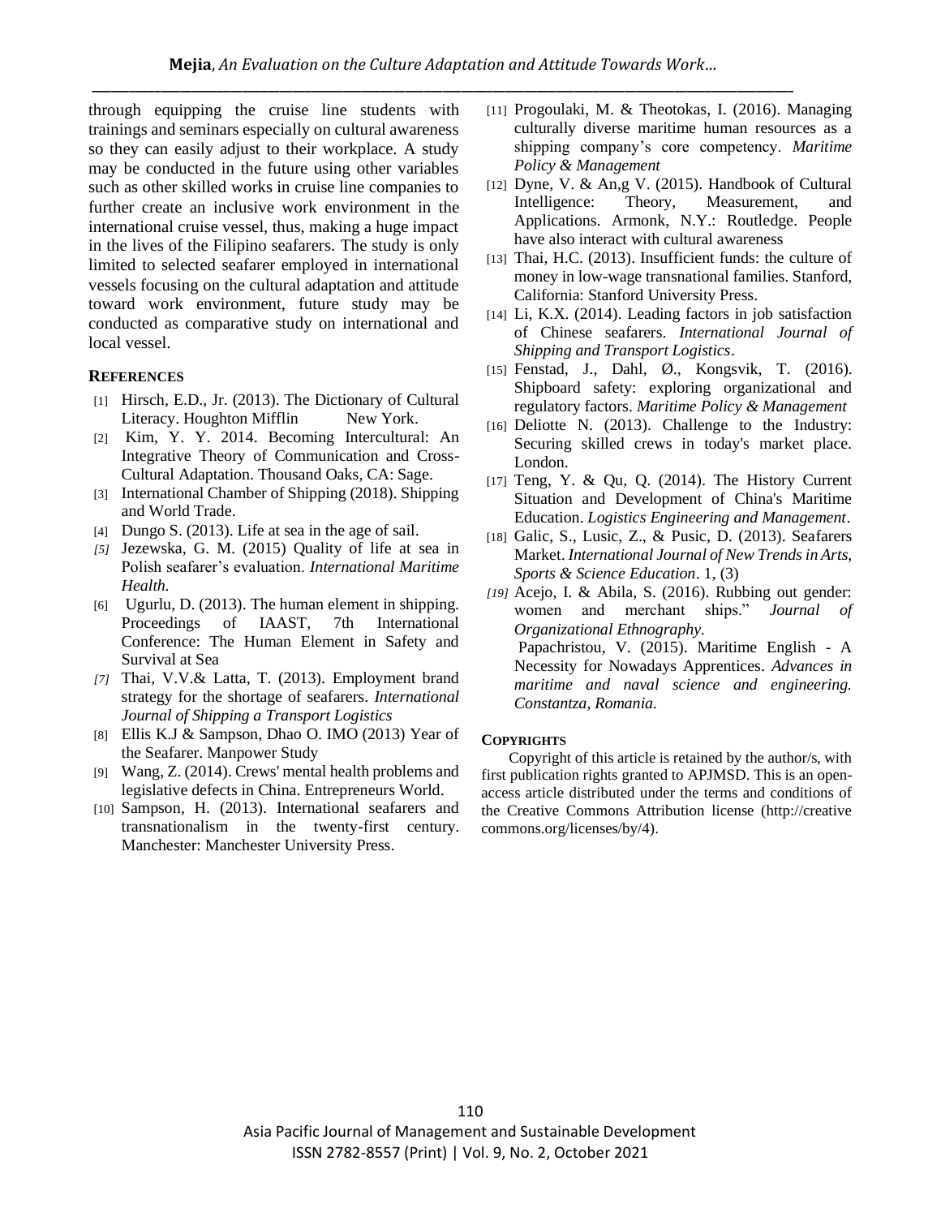through equipping the cruise line students with trainings and seminars especially on cultural awareness so they can easily adjust to their workplace. A study may be conducted in the future using other variables such as other skilled works in cruise line companies to further create an inclusive work environment in the international cruise vessel, thus, making a huge impact in the lives of the Filipino seafarers. The study is only limited to selected seafarer employed in international vessels focusing on the cultural adaptation and attitude toward work environment, future study may be conducted as comparative study on international and local vessel.

## REFERENCES

[1] Hirsch, E.D., Jr. (2013). The Dictionary of Cultural Literacy. Houghton Mifflin New York.

[2] Kim, Y. Y. 2014. Becoming Intercultural: An Integrative Theory of Communication and Cross-Cultural Adaptation. Thousand Oaks, CA: Sage.

[3] International Chamber of Shipping (2018). Shipping and World Trade.

[4] Dungo S. (2013). Life at sea in the age of sail.

[5] Jezewska, G. M. (2015) Quality of life at sea in Polish seafarer's evaluation. *International Maritime Health.*

[6] Ugurlu, D. (2013). The human element in shipping. Proceedings of IAAST, 7th International Conference: The Human Element in Safety and Survival at Sea

[7] Thai, V.V.& Latta, T. (2013). Employment brand strategy for the shortage of seafarers. *International Journal of Shipping a Transport Logistics*

[8] Ellis K.J & Sampson, Dhao O. IMO (2013) Year of the Seafarer. Manpower Study

[9] Wang, Z. (2014). Crews' mental health problems and legislative defects in China. Entrepreneurs World.

[10] Sampson, H. (2013). International seafarers and transnationalism in the twenty-first century. Manchester: Manchester University Press.

[11] Progoulaki, M. & Theotokas, I. (2016). Managing culturally diverse maritime human resources as a shipping company's core competency. *Maritime Policy & Management*

[12] Dyne, V. & An,g V. (2015). Handbook of Cultural Intelligence: Theory, Measurement, and Applications. Armonk, N.Y.: Routledge. People have also interact with cultural awareness

[13] Thai, H.C. (2013). Insufficient funds: the culture of money in low-wage transnational families. Stanford, California: Stanford University Press.

[14] Li, K.X. (2014). Leading factors in job satisfaction of Chinese seafarers. *International Journal of Shipping and Transport Logistics*.

[15] Fenstad, J., Dahl, Ø., Kongsvik, T. (2016). Shipboard safety: exploring organizational and regulatory factors. *Maritime Policy & Management*

[16] Deliotte N. (2013). Challenge to the Industry: Securing skilled crews in today's market place. London.

[17] Teng, Y. & Qu, Q. (2014). The History Current Situation and Development of China's Maritime Education. *Logistics Engineering and Management*.

[18] Galic, S., Lusic, Z., & Pusic, D. (2013). Seafarers Market. *International Journal of New Trends in Arts, Sports & Science Education*. 1, (3)

[19] Acejo, I. & Abila, S. (2016). Rubbing out gender: women and merchant ships." *Journal of Organizational Ethnography.*
Papachristou, V. (2015). Maritime English - A Necessity for Nowadays Apprentices. *Advances in maritime and naval science and engineering. Constantza, Romania.*

## COPYRIGHTS

Copyright of this article is retained by the author/s, with first publication rights granted to APJMSD. This is an open-access article distributed under the terms and conditions of the Creative Commons Attribution license (http://creative commons.org/licenses/by/4).